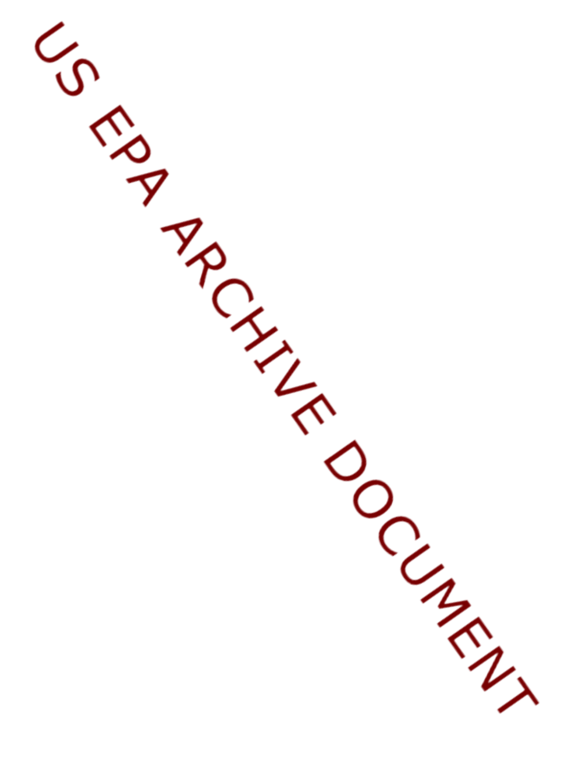US EPA ARCHIVE DOCUMENT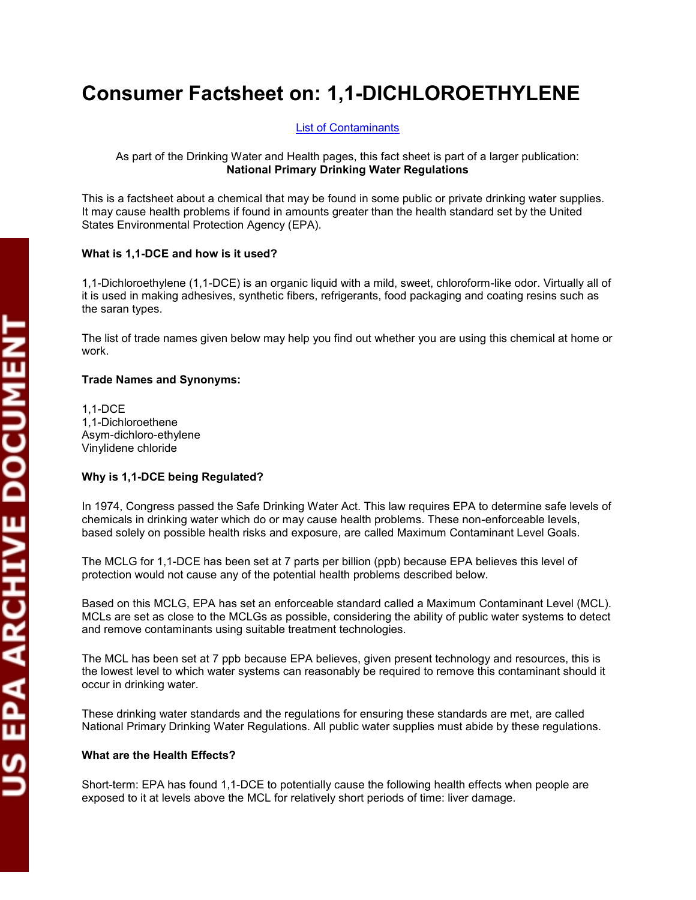# Consumer Factsheet on: 1,1-DICHLOROETHYLENE

List of Contaminants

As part of the Drinking Water and Health pages, this fact sheet is part of a larger publication: **National Primary Drinking Water Regulations**

This is a factsheet about a chemical that may be found in some public or private drinking water supplies. It may cause health problems if found in amounts greater than the health standard set by the United States Environmental Protection Agency (EPA).

**What is 1,1-DCE and how is it used?**

1,1-Dichloroethylene (1,1-DCE) is an organic liquid with a mild, sweet, chloroform-like odor. Virtually all of it is used in making adhesives, synthetic fibers, refrigerants, food packaging and coating resins such as the saran types.

The list of trade names given below may help you find out whether you are using this chemical at home or work.

**Trade Names and Synonyms:**

1,1-DCE
1,1-Dichloroethene
Asym-dichloro-ethylene
Vinylidene chloride

**Why is 1,1-DCE being Regulated?**

In 1974, Congress passed the Safe Drinking Water Act. This law requires EPA to determine safe levels of chemicals in drinking water which do or may cause health problems. These non-enforceable levels, based solely on possible health risks and exposure, are called Maximum Contaminant Level Goals.

The MCLG for 1,1-DCE has been set at 7 parts per billion (ppb) because EPA believes this level of protection would not cause any of the potential health problems described below.

Based on this MCLG, EPA has set an enforceable standard called a Maximum Contaminant Level (MCL). MCLs are set as close to the MCLGs as possible, considering the ability of public water systems to detect and remove contaminants using suitable treatment technologies.

The MCL has been set at 7 ppb because EPA believes, given present technology and resources, this is the lowest level to which water systems can reasonably be required to remove this contaminant should it occur in drinking water.

These drinking water standards and the regulations for ensuring these standards are met, are called National Primary Drinking Water Regulations. All public water supplies must abide by these regulations.

**What are the Health Effects?**

Short-term: EPA has found 1,1-DCE to potentially cause the following health effects when people are exposed to it at levels above the MCL for relatively short periods of time: liver damage.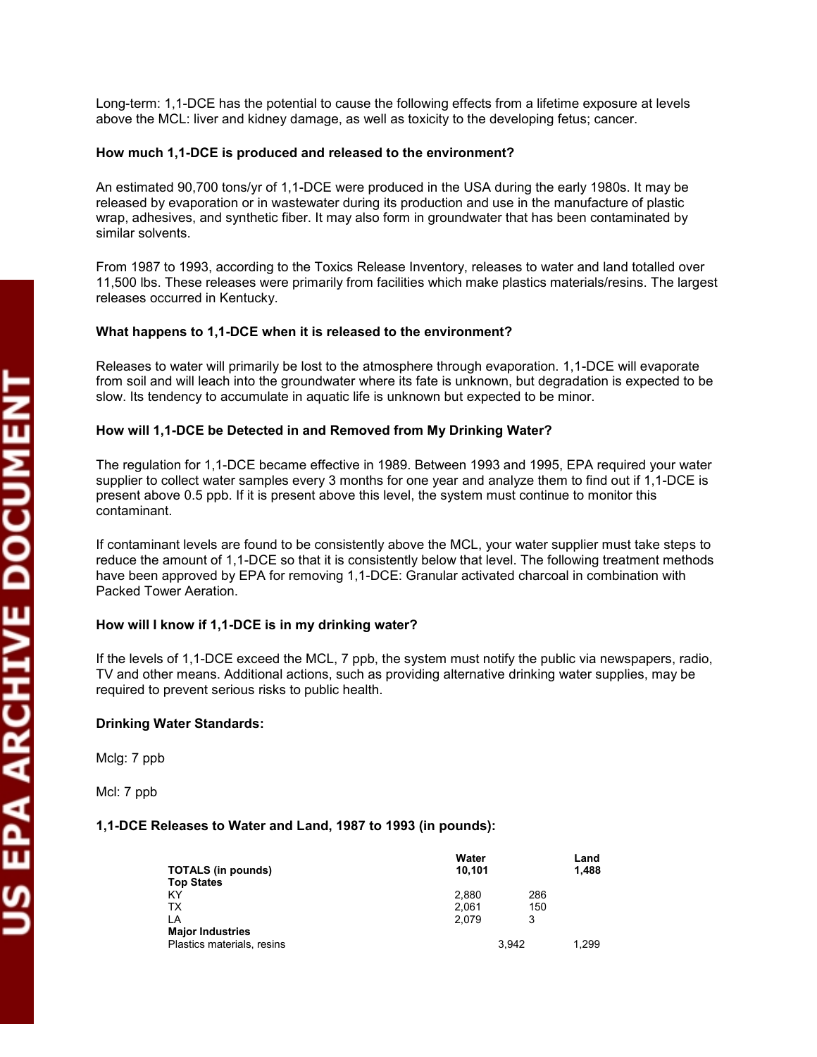Long-term: 1,1-DCE has the potential to cause the following effects from a lifetime exposure at levels above the MCL: liver and kidney damage, as well as toxicity to the developing fetus; cancer.

**How much 1,1-DCE is produced and released to the environment?**

An estimated 90,700 tons/yr of 1,1-DCE were produced in the USA during the early 1980s. It may be released by evaporation or in wastewater during its production and use in the manufacture of plastic wrap, adhesives, and synthetic fiber. It may also form in groundwater that has been contaminated by similar solvents.

From 1987 to 1993, according to the Toxics Release Inventory, releases to water and land totalled over 11,500 lbs. These releases were primarily from facilities which make plastics materials/resins. The largest releases occurred in Kentucky.

**What happens to 1,1-DCE when it is released to the environment?**

Releases to water will primarily be lost to the atmosphere through evaporation. 1,1-DCE will evaporate from soil and will leach into the groundwater where its fate is unknown, but degradation is expected to be slow. Its tendency to accumulate in aquatic life is unknown but expected to be minor.

**How will 1,1-DCE be Detected in and Removed from My Drinking Water?**

The regulation for 1,1-DCE became effective in 1989. Between 1993 and 1995, EPA required your water supplier to collect water samples every 3 months for one year and analyze them to find out if 1,1-DCE is present above 0.5 ppb. If it is present above this level, the system must continue to monitor this contaminant.

If contaminant levels are found to be consistently above the MCL, your water supplier must take steps to reduce the amount of 1,1-DCE so that it is consistently below that level. The following treatment methods have been approved by EPA for removing 1,1-DCE: Granular activated charcoal in combination with Packed Tower Aeration.

**How will I know if 1,1-DCE is in my drinking water?**

If the levels of 1,1-DCE exceed the MCL, 7 ppb, the system must notify the public via newspapers, radio, TV and other means. Additional actions, such as providing alternative drinking water supplies, may be required to prevent serious risks to public health.

**Drinking Water Standards:**

Mclg: 7 ppb

Mcl: 7 ppb

**1,1-DCE Releases to Water and Land, 1987 to 1993 (in pounds):**

| | Water | Land |
|---|---|---|
| **TOTALS (in pounds)** | **10,101** | **1,488** |
| **Top States** | | |
| KY | 2,880 | 286 |
| TX | 2,061 | 150 |
| LA | 2,079 | 3 |
| **Major Industries** | | |
| Plastics materials, resins | 3,942 | 1,299 |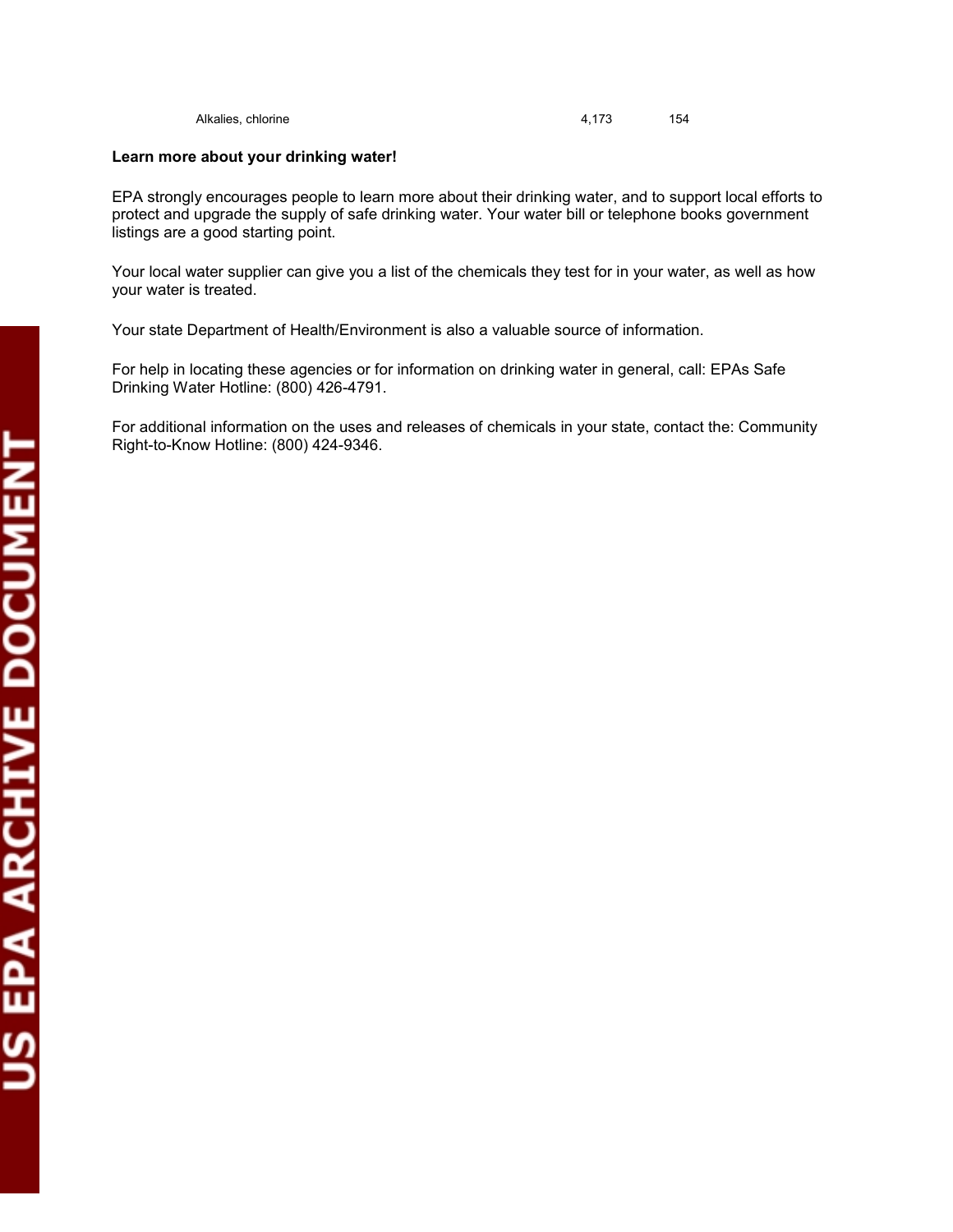| | | |
|---|---|---|
| Alkalies, chlorine | 4,173 | 154 |

**Learn more about your drinking water!**

EPA strongly encourages people to learn more about their drinking water, and to support local efforts to protect and upgrade the supply of safe drinking water. Your water bill or telephone books government listings are a good starting point.

Your local water supplier can give you a list of the chemicals they test for in your water, as well as how your water is treated.

Your state Department of Health/Environment is also a valuable source of information.

For help in locating these agencies or for information on drinking water in general, call: EPAs Safe Drinking Water Hotline: (800) 426-4791.

For additional information on the uses and releases of chemicals in your state, contact the: Community Right-to-Know Hotline: (800) 424-9346.